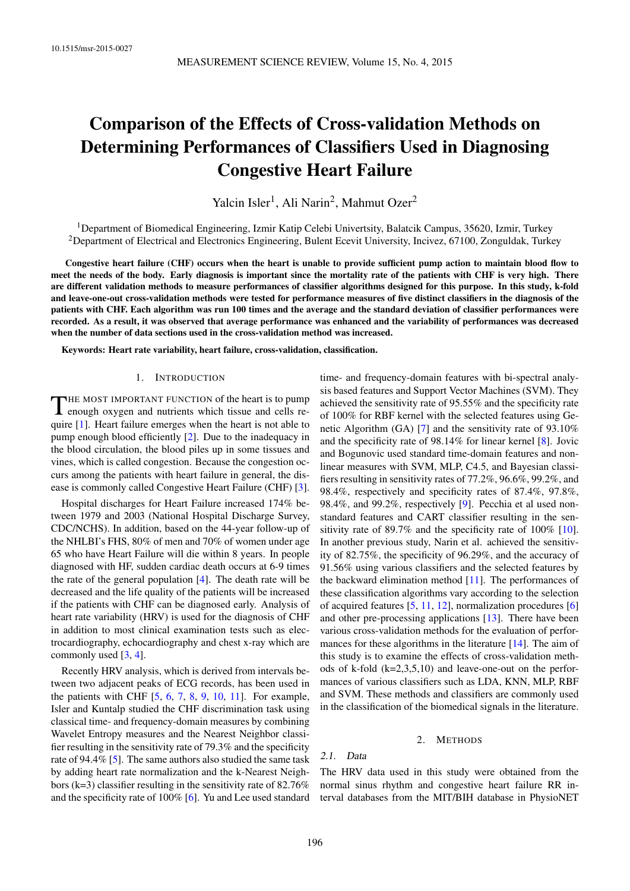10.1515/msr-2015-0027

# Comparison of the Effects of Cross-validation Methods on Determining Performances of Classifiers Used in Diagnosing Congestive Heart Failure

Yalcin Isler[1], Ali Narin[2], Mahmut Ozer[2]

[1]Department of Biomedical Engineering, Izmir Katip Celebi Univertsity, Balatcik Campus, 35620, Izmir, Turkey
[2]Department of Electrical and Electronics Engineering, Bulent Ecevit University, Incivez, 67100, Zonguldak, Turkey

**Congestive heart failure (CHF) occurs when the heart is unable to provide sufficient pump action to maintain blood flow to meet the needs of the body. Early diagnosis is important since the mortality rate of the patients with CHF is very high. There are different validation methods to measure performances of classifier algorithms designed for this purpose. In this study, k-fold and leave-one-out cross-validation methods were tested for performance measures of five distinct classifiers in the diagnosis of the patients with CHF. Each algorithm was run 100 times and the average and the standard deviation of classifier performances were recorded. As a result, it was observed that average performance was enhanced and the variability of performances was decreased when the number of data sections used in the cross-validation method was increased.**

**Keywords: Heart rate variability, heart failure, cross-validation, classification.**

## 1. Introduction

The most important function of the heart is to pump enough oxygen and nutrients which tissue and cells require [1]. Heart failure emerges when the heart is not able to pump enough blood efficiently [2]. Due to the inadequacy in the blood circulation, the blood piles up in some tissues and vines, which is called congestion. Because the congestion occurs among the patients with heart failure in general, the disease is commonly called Congestive Heart Failure (CHF) [3].

Hospital discharges for Heart Failure increased 174% between 1979 and 2003 (National Hospital Discharge Survey, CDC/NCHS). In addition, based on the 44-year follow-up of the NHLBI's FHS, 80% of men and 70% of women under age 65 who have Heart Failure will die within 8 years. In people diagnosed with HF, sudden cardiac death occurs at 6-9 times the rate of the general population [4]. The death rate will be decreased and the life quality of the patients will be increased if the patients with CHF can be diagnosed early. Analysis of heart rate variability (HRV) is used for the diagnosis of CHF in addition to most clinical examination tests such as electrocardiography, echocardiography and chest x-ray which are commonly used [3, 4].

Recently HRV analysis, which is derived from intervals between two adjacent peaks of ECG records, has been used in the patients with CHF [5, 6, 7, 8, 9, 10, 11]. For example, Isler and Kuntalp studied the CHF discrimination task using classical time- and frequency-domain measures by combining Wavelet Entropy measures and the Nearest Neighbor classifier resulting in the sensitivity rate of 79.3% and the specificity rate of 94.4% [5]. The same authors also studied the same task by adding heart rate normalization and the k-Nearest Neighbors (k=3) classifier resulting in the sensitivity rate of 82.76% and the specificity rate of 100% [6]. Yu and Lee used standard time- and frequency-domain features with bi-spectral analysis based features and Support Vector Machines (SVM). They achieved the sensitivity rate of 95.55% and the specificity rate of 100% for RBF kernel with the selected features using Genetic Algorithm (GA) [7] and the sensitivity rate of 93.10% and the specificity rate of 98.14% for linear kernel [8]. Jovic and Bogunovic used standard time-domain features and non-linear measures with SVM, MLP, C4.5, and Bayesian classifiers resulting in sensitivity rates of 77.2%, 96.6%, 99.2%, and 98.4%, respectively and specificity rates of 87.4%, 97.8%, 98.4%, and 99.2%, respectively [9]. Pecchia et al used non-standard features and CART classifier resulting in the sensitivity rate of 89.7% and the specificity rate of 100% [10]. In another previous study, Narin et al. achieved the sensitivity of 82.75%, the specificity of 96.29%, and the accuracy of 91.56% using various classifiers and the selected features by the backward elimination method [11]. The performances of these classification algorithms vary according to the selection of acquired features [5, 11, 12], normalization procedures [6] and other pre-processing applications [13]. There have been various cross-validation methods for the evaluation of performances for these algorithms in the literature [14]. The aim of this study is to examine the effects of cross-validation methods of k-fold (k=2,3,5,10) and leave-one-out on the performances of various classifiers such as LDA, KNN, MLP, RBF and SVM. These methods and classifiers are commonly used in the classification of the biomedical signals in the literature.

## 2. Methods

### 2.1. Data

The HRV data used in this study were obtained from the normal sinus rhythm and congestive heart failure RR interval databases from the MIT/BIH database in PhysioNET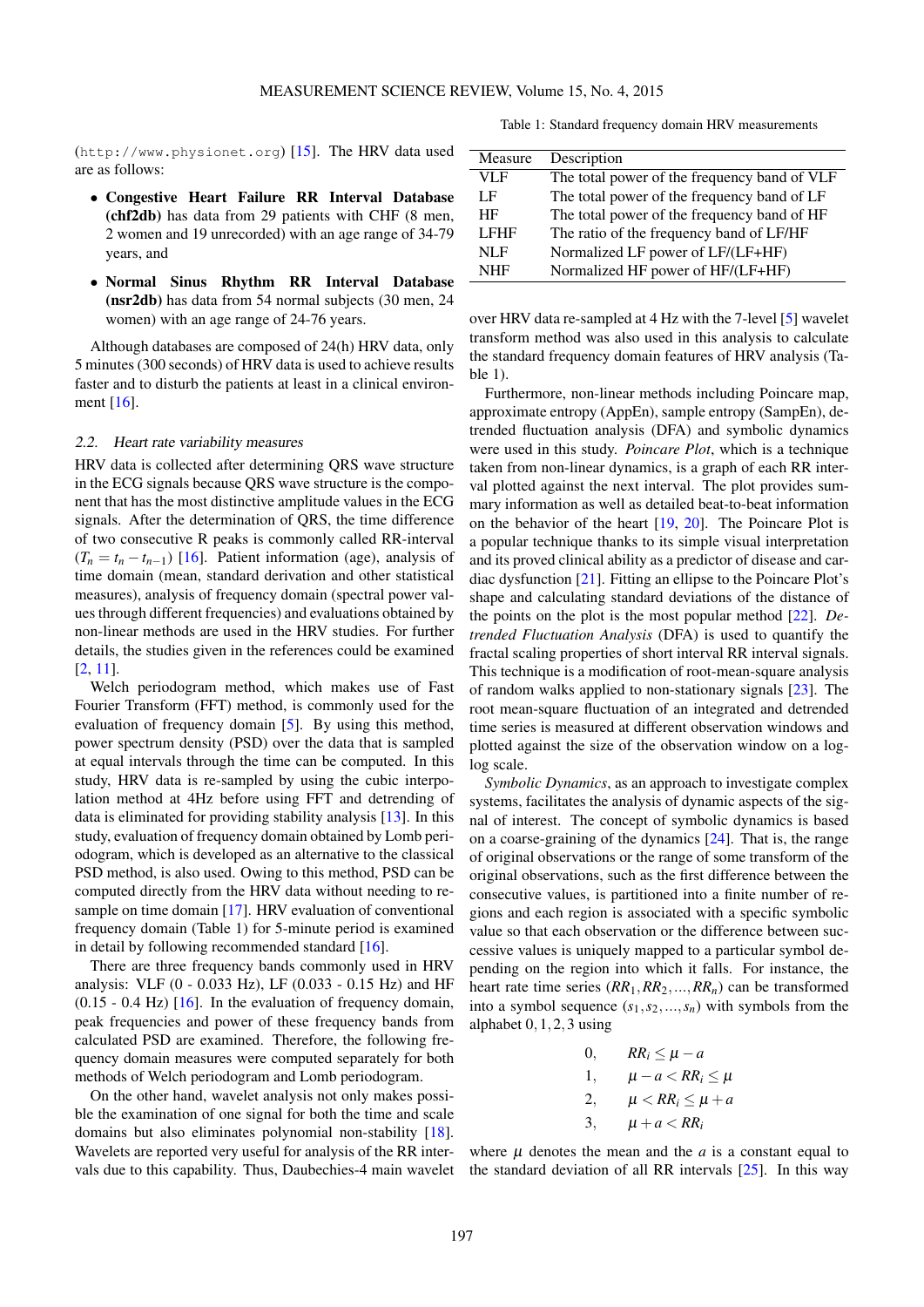(http://www.physionet.org) [15]. The HRV data used are as follows:

- **Congestive Heart Failure RR Interval Database (chf2db)** has data from 29 patients with CHF (8 men, 2 women and 19 unrecorded) with an age range of 34-79 years, and
- **Normal Sinus Rhythm RR Interval Database (nsr2db)** has data from 54 normal subjects (30 men, 24 women) with an age range of 24-76 years.

Although databases are composed of 24(h) HRV data, only 5 minutes (300 seconds) of HRV data is used to achieve results faster and to disturb the patients at least in a clinical environment [16].

### 2.2. Heart rate variability measures

HRV data is collected after determining QRS wave structure in the ECG signals because QRS wave structure is the component that has the most distinctive amplitude values in the ECG signals. After the determination of QRS, the time difference of two consecutive R peaks is commonly called RR-interval ($T_n = t_n - t_{n-1}$) [16]. Patient information (age), analysis of time domain (mean, standard derivation and other statistical measures), analysis of frequency domain (spectral power values through different frequencies) and evaluations obtained by non-linear methods are used in the HRV studies. For further details, the studies given in the references could be examined [2, 11].

Welch periodogram method, which makes use of Fast Fourier Transform (FFT) method, is commonly used for the evaluation of frequency domain [5]. By using this method, power spectrum density (PSD) over the data that is sampled at equal intervals through the time can be computed. In this study, HRV data is re-sampled by using the cubic interpolation method at 4Hz before using FFT and detrending of data is eliminated for providing stability analysis [13]. In this study, evaluation of frequency domain obtained by Lomb periodogram, which is developed as an alternative to the classical PSD method, is also used. Owing to this method, PSD can be computed directly from the HRV data without needing to resample on time domain [17]. HRV evaluation of conventional frequency domain (Table 1) for 5-minute period is examined in detail by following recommended standard [16].

There are three frequency bands commonly used in HRV analysis: VLF (0 - 0.033 Hz), LF (0.033 - 0.15 Hz) and HF (0.15 - 0.4 Hz) [16]. In the evaluation of frequency domain, peak frequencies and power of these frequency bands from calculated PSD are examined. Therefore, the following frequency domain measures were computed separately for both methods of Welch periodogram and Lomb periodogram.

On the other hand, wavelet analysis not only makes possible the examination of one signal for both the time and scale domains but also eliminates polynomial non-stability [18]. Wavelets are reported very useful for analysis of the RR intervals due to this capability. Thus, Daubechies-4 main wavelet over HRV data re-sampled at 4 Hz with the 7-level [5] wavelet transform method was also used in this analysis to calculate the standard frequency domain features of HRV analysis (Table 1).

Table 1: Standard frequency domain HRV measurements

| Measure | Description |
|---|---|
| VLF | The total power of the frequency band of VLF |
| LF | The total power of the frequency band of LF |
| HF | The total power of the frequency band of HF |
| LFHF | The ratio of the frequency band of LF/HF |
| NLF | Normalized LF power of LF/(LF+HF) |
| NHF | Normalized HF power of HF/(LF+HF) |

Furthermore, non-linear methods including Poincare map, approximate entropy (AppEn), sample entropy (SampEn), detrended fluctuation analysis (DFA) and symbolic dynamics were used in this study. *Poincare Plot*, which is a technique taken from non-linear dynamics, is a graph of each RR interval plotted against the next interval. The plot provides summary information as well as detailed beat-to-beat information on the behavior of the heart [19, 20]. The Poincare Plot is a popular technique thanks to its simple visual interpretation and its proved clinical ability as a predictor of disease and cardiac dysfunction [21]. Fitting an ellipse to the Poincare Plot's shape and calculating standard deviations of the distance of the points on the plot is the most popular method [22]. *Detrended Fluctuation Analysis* (DFA) is used to quantify the fractal scaling properties of short interval RR interval signals. This technique is a modification of root-mean-square analysis of random walks applied to non-stationary signals [23]. The root mean-square fluctuation of an integrated and detrended time series is measured at different observation windows and plotted against the size of the observation window on a log-log scale.

*Symbolic Dynamics*, as an approach to investigate complex systems, facilitates the analysis of dynamic aspects of the signal of interest. The concept of symbolic dynamics is based on a coarse-graining of the dynamics [24]. That is, the range of original observations or the range of some transform of the original observations, such as the first difference between the consecutive values, is partitioned into a finite number of regions and each region is associated with a specific symbolic value so that each observation or the difference between successive values is uniquely mapped to a particular symbol depending on the region into which it falls. For instance, the heart rate time series $(RR_1, RR_2, \ldots, RR_n)$ can be transformed into a symbol sequence $(s_1, s_2, \ldots, s_n)$ with symbols from the alphabet $0, 1, 2, 3$ using

$$
\begin{cases}
0, & RR_i \leq \mu - a \\
1, & \mu - a < RR_i \leq \mu \\
2, & \mu < RR_i \leq \mu + a \\
3, & \mu + a < RR_i
\end{cases}
$$

where $\mu$ denotes the mean and the $a$ is a constant equal to the standard deviation of all RR intervals [25]. In this way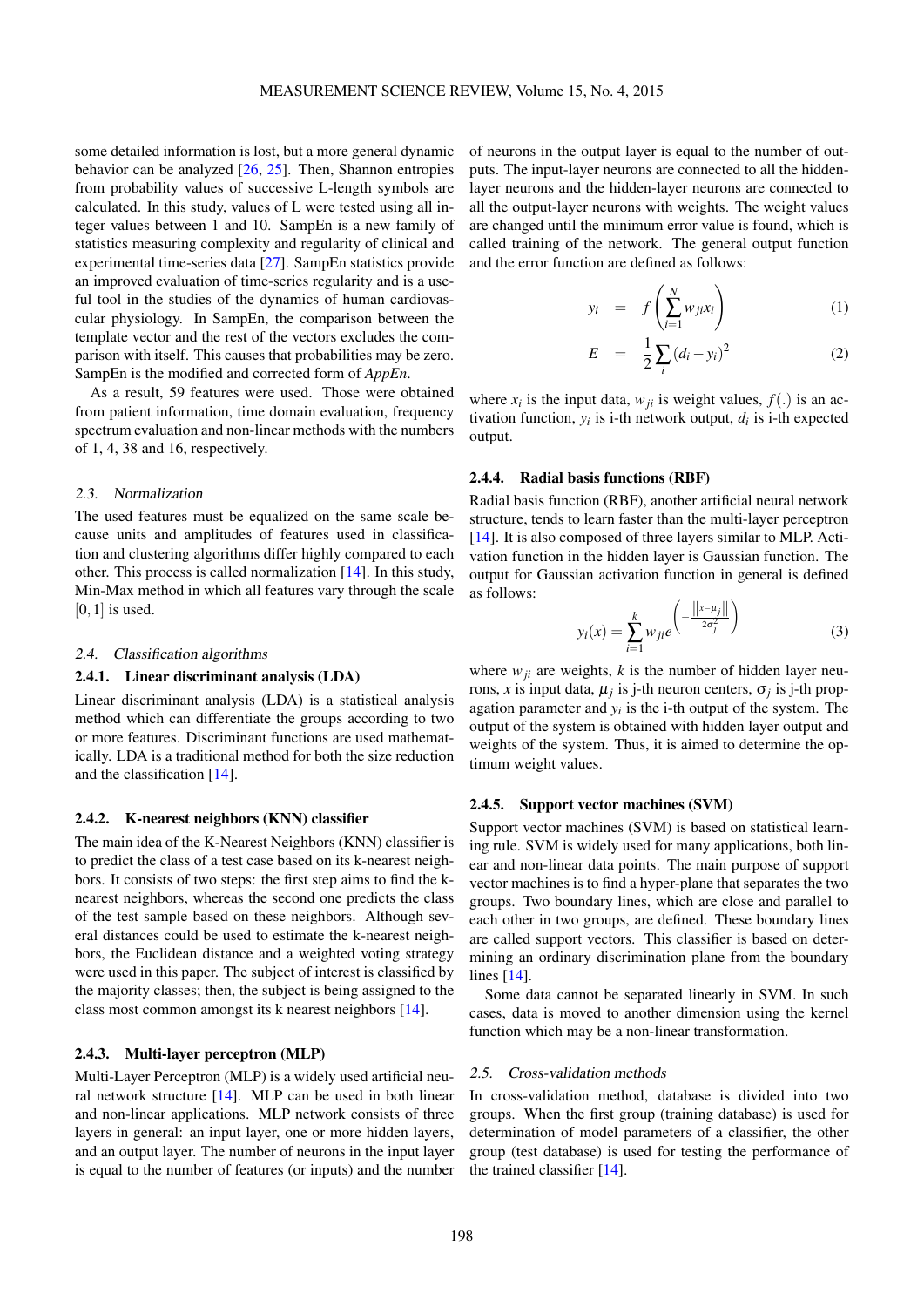some detailed information is lost, but a more general dynamic behavior can be analyzed [26, 25]. Then, Shannon entropies from probability values of successive L-length symbols are calculated. In this study, values of L were tested using all integer values between 1 and 10. SampEn is a new family of statistics measuring complexity and regularity of clinical and experimental time-series data [27]. SampEn statistics provide an improved evaluation of time-series regularity and is a useful tool in the studies of the dynamics of human cardiovascular physiology. In SampEn, the comparison between the template vector and the rest of the vectors excludes the comparison with itself. This causes that probabilities may be zero. SampEn is the modified and corrected form of *AppEn*.

As a result, 59 features were used. Those were obtained from patient information, time domain evaluation, frequency spectrum evaluation and non-linear methods with the numbers of 1, 4, 38 and 16, respectively.

### 2.3. Normalization

The used features must be equalized on the same scale because units and amplitudes of features used in classification and clustering algorithms differ highly compared to each other. This process is called normalization [14]. In this study, Min-Max method in which all features vary through the scale $[0,1]$ is used.

### 2.4. Classification algorithms

#### 2.4.1. Linear discriminant analysis (LDA)

Linear discriminant analysis (LDA) is a statistical analysis method which can differentiate the groups according to two or more features. Discriminant functions are used mathematically. LDA is a traditional method for both the size reduction and the classification [14].

#### 2.4.2. K-nearest neighbors (KNN) classifier

The main idea of the K-Nearest Neighbors (KNN) classifier is to predict the class of a test case based on its k-nearest neighbors. It consists of two steps: the first step aims to find the k-nearest neighbors, whereas the second one predicts the class of the test sample based on these neighbors. Although several distances could be used to estimate the k-nearest neighbors, the Euclidean distance and a weighted voting strategy were used in this paper. The subject of interest is classified by the majority classes; then, the subject is being assigned to the class most common amongst its k nearest neighbors [14].

#### 2.4.3. Multi-layer perceptron (MLP)

Multi-Layer Perceptron (MLP) is a widely used artificial neural network structure [14]. MLP can be used in both linear and non-linear applications. MLP network consists of three layers in general: an input layer, one or more hidden layers, and an output layer. The number of neurons in the input layer is equal to the number of features (or inputs) and the number of neurons in the output layer is equal to the number of outputs. The input-layer neurons are connected to all the hidden-layer neurons and the hidden-layer neurons are connected to all the output-layer neurons with weights. The weight values are changed until the minimum error value is found, which is called training of the network. The general output function and the error function are defined as follows:

$$y_i = f\left(\sum_{i=1}^{N} w_{ji} x_i\right) \quad (1)$$

$$E = \frac{1}{2}\sum_{i}(d_i - y_i)^2 \quad (2)$$

where $x_i$ is the input data, $w_{ji}$ is weight values, $f(.)$ is an activation function, $y_i$ is i-th network output, $d_i$ is i-th expected output.

#### 2.4.4. Radial basis functions (RBF)

Radial basis function (RBF), another artificial neural network structure, tends to learn faster than the multi-layer perceptron [14]. It is also composed of three layers similar to MLP. Activation function in the hidden layer is Gaussian function. The output for Gaussian activation function in general is defined as follows:

$$y_i(x) = \sum_{i=1}^{k} w_{ji} e^{\left(-\frac{\|x-\mu_j\|}{2\sigma_j^2}\right)} \quad (3)$$

where $w_{ji}$ are weights, $k$ is the number of hidden layer neurons, $x$ is input data, $\mu_j$ is j-th neuron centers, $\sigma_j$ is j-th propagation parameter and $y_i$ is the i-th output of the system. The output of the system is obtained with hidden layer output and weights of the system. Thus, it is aimed to determine the optimum weight values.

#### 2.4.5. Support vector machines (SVM)

Support vector machines (SVM) is based on statistical learning rule. SVM is widely used for many applications, both linear and non-linear data points. The main purpose of support vector machines is to find a hyper-plane that separates the two groups. Two boundary lines, which are close and parallel to each other in two groups, are defined. These boundary lines are called support vectors. This classifier is based on determining an ordinary discrimination plane from the boundary lines [14].

Some data cannot be separated linearly in SVM. In such cases, data is moved to another dimension using the kernel function which may be a non-linear transformation.

### 2.5. Cross-validation methods

In cross-validation method, database is divided into two groups. When the first group (training database) is used for determination of model parameters of a classifier, the other group (test database) is used for testing the performance of the trained classifier [14].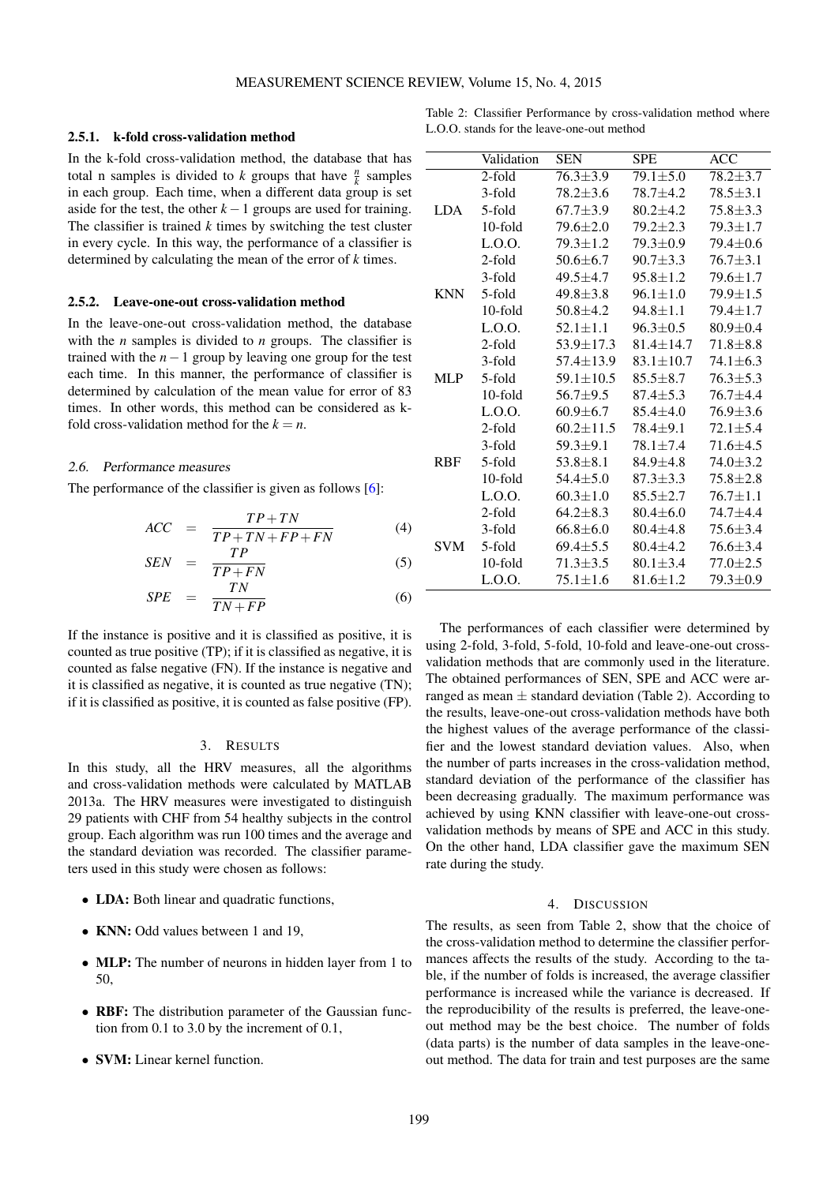#### 2.5.1. k-fold cross-validation method

In the k-fold cross-validation method, the database that has total n samples is divided to $k$ groups that have $\frac{n}{k}$ samples in each group. Each time, when a different data group is set aside for the test, the other $k-1$ groups are used for training. The classifier is trained $k$ times by switching the test cluster in every cycle. In this way, the performance of a classifier is determined by calculating the mean of the error of $k$ times.

#### 2.5.2. Leave-one-out cross-validation method

In the leave-one-out cross-validation method, the database with the $n$ samples is divided to $n$ groups. The classifier is trained with the $n-1$ group by leaving one group for the test each time. In this manner, the performance of classifier is determined by calculation of the mean value for error of 83 times. In other words, this method can be considered as k-fold cross-validation method for the $k = n$.

### 2.6. Performance measures

The performance of the classifier is given as follows [6]:

$$ACC = \frac{TP+TN}{TP+TN+FP+FN} \quad (4)$$

$$SEN = \frac{TP}{TP+FN} \quad (5)$$

$$SPE = \frac{TN}{TN+FP} \quad (6)$$

If the instance is positive and it is classified as positive, it is counted as true positive (TP); if it is classified as negative, it is counted as false negative (FN). If the instance is negative and it is classified as negative, it is counted as true negative (TN); if it is classified as positive, it is counted as false positive (FP).

## 3. Results

In this study, all the HRV measures, all the algorithms and cross-validation methods were calculated by MATLAB 2013a. The HRV measures were investigated to distinguish 29 patients with CHF from 54 healthy subjects in the control group. Each algorithm was run 100 times and the average and the standard deviation was recorded. The classifier parameters used in this study were chosen as follows:

- **LDA:** Both linear and quadratic functions,
- **KNN:** Odd values between 1 and 19,
- **MLP:** The number of neurons in hidden layer from 1 to 50,
- **RBF:** The distribution parameter of the Gaussian function from 0.1 to 3.0 by the increment of 0.1,
- **SVM:** Linear kernel function.

Table 2: Classifier Performance by cross-validation method where L.O.O. stands for the leave-one-out method

| | Validation | SEN | SPE | ACC |
|---|---|---|---|---|
| LDA | 2-fold | 76.3±3.9 | 79.1±5.0 | 78.2±3.7 |
| | 3-fold | 78.2±3.6 | 78.7±4.2 | 78.5±3.1 |
| | 5-fold | 67.7±3.9 | 80.2±4.2 | 75.8±3.3 |
| | 10-fold | 79.6±2.0 | 79.2±2.3 | 79.3±1.7 |
| | L.O.O. | 79.3±1.2 | 79.3±0.9 | 79.4±0.6 |
| KNN | 2-fold | 50.6±6.7 | 90.7±3.3 | 76.7±3.1 |
| | 3-fold | 49.5±4.7 | 95.8±1.2 | 79.6±1.7 |
| | 5-fold | 49.8±3.8 | 96.1±1.0 | 79.9±1.5 |
| | 10-fold | 50.8±4.2 | 94.8±1.1 | 79.4±1.7 |
| | L.O.O. | 52.1±1.1 | 96.3±0.5 | 80.9±0.4 |
| MLP | 2-fold | 53.9±17.3 | 81.4±14.7 | 71.8±8.8 |
| | 3-fold | 57.4±13.9 | 83.1±10.7 | 74.1±6.3 |
| | 5-fold | 59.1±10.5 | 85.5±8.7 | 76.3±5.3 |
| | 10-fold | 56.7±9.5 | 87.4±5.3 | 76.7±4.4 |
| | L.O.O. | 60.9±6.7 | 85.4±4.0 | 76.9±3.6 |
| RBF | 2-fold | 60.2±11.5 | 78.4±9.1 | 72.1±5.4 |
| | 3-fold | 59.3±9.1 | 78.1±7.4 | 71.6±4.5 |
| | 5-fold | 53.8±8.1 | 84.9±4.8 | 74.0±3.2 |
| | 10-fold | 54.4±5.0 | 87.3±3.3 | 75.8±2.8 |
| | L.O.O. | 60.3±1.0 | 85.5±2.7 | 76.7±1.1 |
| SVM | 2-fold | 64.2±8.3 | 80.4±6.0 | 74.7±4.4 |
| | 3-fold | 66.8±6.0 | 80.4±4.8 | 75.6±3.4 |
| | 5-fold | 69.4±5.5 | 80.4±4.2 | 76.6±3.4 |
| | 10-fold | 71.3±3.5 | 80.1±3.4 | 77.0±2.5 |
| | L.O.O. | 75.1±1.6 | 81.6±1.2 | 79.3±0.9 |

The performances of each classifier were determined by using 2-fold, 3-fold, 5-fold, 10-fold and leave-one-out cross-validation methods that are commonly used in the literature. The obtained performances of SEN, SPE and ACC were arranged as mean ± standard deviation (Table 2). According to the results, leave-one-out cross-validation methods have both the highest values of the average performance of the classifier and the lowest standard deviation values. Also, when the number of parts increases in the cross-validation method, standard deviation of the performance of the classifier has been decreasing gradually. The maximum performance was achieved by using KNN classifier with leave-one-out cross-validation methods by means of SPE and ACC in this study. On the other hand, LDA classifier gave the maximum SEN rate during the study.

## 4. Discussion

The results, as seen from Table 2, show that the choice of the cross-validation method to determine the classifier performances affects the results of the study. According to the table, if the number of folds is increased, the average classifier performance is increased while the variance is decreased. If the reproducibility of the results is preferred, the leave-one-out method may be the best choice. The number of folds (data parts) is the number of data samples in the leave-one-out method. The data for train and test purposes are the same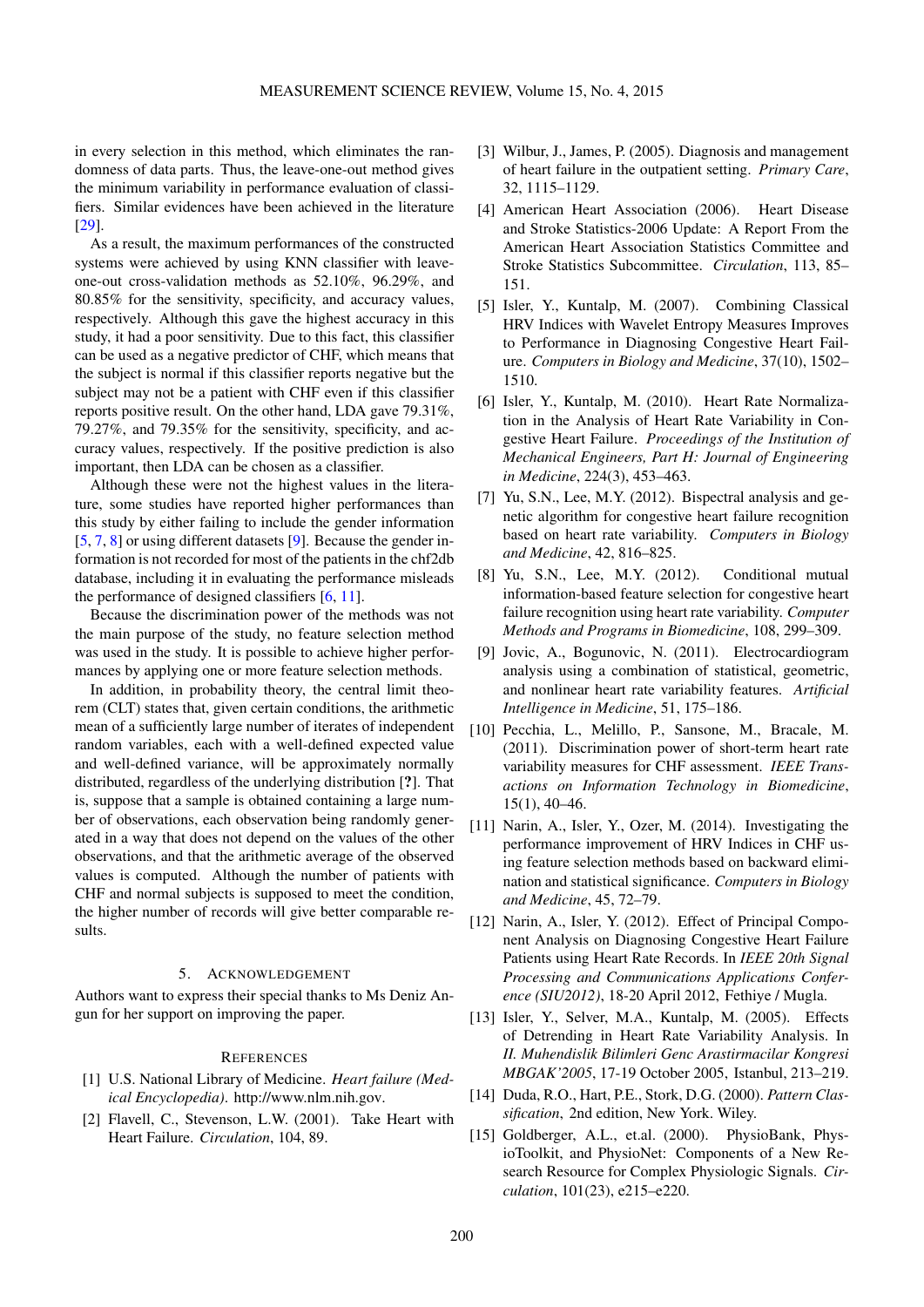in every selection in this method, which eliminates the randomness of data parts. Thus, the leave-one-out method gives the minimum variability in performance evaluation of classifiers. Similar evidences have been achieved in the literature [29].

As a result, the maximum performances of the constructed systems were achieved by using KNN classifier with leave-one-out cross-validation methods as 52.10%, 96.29%, and 80.85% for the sensitivity, specificity, and accuracy values, respectively. Although this gave the highest accuracy in this study, it had a poor sensitivity. Due to this fact, this classifier can be used as a negative predictor of CHF, which means that the subject is normal if this classifier reports negative but the subject may not be a patient with CHF even if this classifier reports positive result. On the other hand, LDA gave 79.31%, 79.27%, and 79.35% for the sensitivity, specificity, and accuracy values, respectively. If the positive prediction is also important, then LDA can be chosen as a classifier.

Although these were not the highest values in the literature, some studies have reported higher performances than this study by either failing to include the gender information [5, 7, 8] or using different datasets [9]. Because the gender information is not recorded for most of the patients in the chf2db database, including it in evaluating the performance misleads the performance of designed classifiers [6, 11].

Because the discrimination power of the methods was not the main purpose of the study, no feature selection method was used in the study. It is possible to achieve higher performances by applying one or more feature selection methods.

In addition, in probability theory, the central limit theorem (CLT) states that, given certain conditions, the arithmetic mean of a sufficiently large number of iterates of independent random variables, each with a well-defined expected value and well-defined variance, will be approximately normally distributed, regardless of the underlying distribution [**?**]. That is, suppose that a sample is obtained containing a large number of observations, each observation being randomly generated in a way that does not depend on the values of the other observations, and that the arithmetic average of the observed values is computed. Although the number of patients with CHF and normal subjects is supposed to meet the condition, the higher number of records will give better comparable results.

## 5. Acknowledgement

Authors want to express their special thanks to Ms Deniz Angun for her support on improving the paper.

## References

[1] U.S. National Library of Medicine. *Heart failure (Medical Encyclopedia)*. http://www.nlm.nih.gov.

[2] Flavell, C., Stevenson, L.W. (2001). Take Heart with Heart Failure. *Circulation*, 104, 89.

[3] Wilbur, J., James, P. (2005). Diagnosis and management of heart failure in the outpatient setting. *Primary Care*, 32, 1115–1129.

[4] American Heart Association (2006). Heart Disease and Stroke Statistics-2006 Update: A Report From the American Heart Association Statistics Committee and Stroke Statistics Subcommittee. *Circulation*, 113, 85–151.

[5] Isler, Y., Kuntalp, M. (2007). Combining Classical HRV Indices with Wavelet Entropy Measures Improves to Performance in Diagnosing Congestive Heart Failure. *Computers in Biology and Medicine*, 37(10), 1502–1510.

[6] Isler, Y., Kuntalp, M. (2010). Heart Rate Normalization in the Analysis of Heart Rate Variability in Congestive Heart Failure. *Proceedings of the Institution of Mechanical Engineers, Part H: Journal of Engineering in Medicine*, 224(3), 453–463.

[7] Yu, S.N., Lee, M.Y. (2012). Bispectral analysis and genetic algorithm for congestive heart failure recognition based on heart rate variability. *Computers in Biology and Medicine*, 42, 816–825.

[8] Yu, S.N., Lee, M.Y. (2012). Conditional mutual information-based feature selection for congestive heart failure recognition using heart rate variability. *Computer Methods and Programs in Biomedicine*, 108, 299–309.

[9] Jovic, A., Bogunovic, N. (2011). Electrocardiogram analysis using a combination of statistical, geometric, and nonlinear heart rate variability features. *Artificial Intelligence in Medicine*, 51, 175–186.

[10] Pecchia, L., Melillo, P., Sansone, M., Bracale, M. (2011). Discrimination power of short-term heart rate variability measures for CHF assessment. *IEEE Transactions on Information Technology in Biomedicine*, 15(1), 40–46.

[11] Narin, A., Isler, Y., Ozer, M. (2014). Investigating the performance improvement of HRV Indices in CHF using feature selection methods based on backward elimination and statistical significance. *Computers in Biology and Medicine*, 45, 72–79.

[12] Narin, A., Isler, Y. (2012). Effect of Principal Component Analysis on Diagnosing Congestive Heart Failure Patients using Heart Rate Records. In *IEEE 20th Signal Processing and Communications Applications Conference (SIU2012)*, 18-20 April 2012, Fethiye / Mugla.

[13] Isler, Y., Selver, M.A., Kuntalp, M. (2005). Effects of Detrending in Heart Rate Variability Analysis. In *II. Muhendislik Bilimleri Genc Arastirmacilar Kongresi MBGAK'2005*, 17-19 October 2005, Istanbul, 213–219.

[14] Duda, R.O., Hart, P.E., Stork, D.G. (2000). *Pattern Classification*, 2nd edition, New York. Wiley.

[15] Goldberger, A.L., et.al. (2000). PhysioBank, PhysioToolkit, and PhysioNet: Components of a New Research Resource for Complex Physiologic Signals. *Circulation*, 101(23), e215–e220.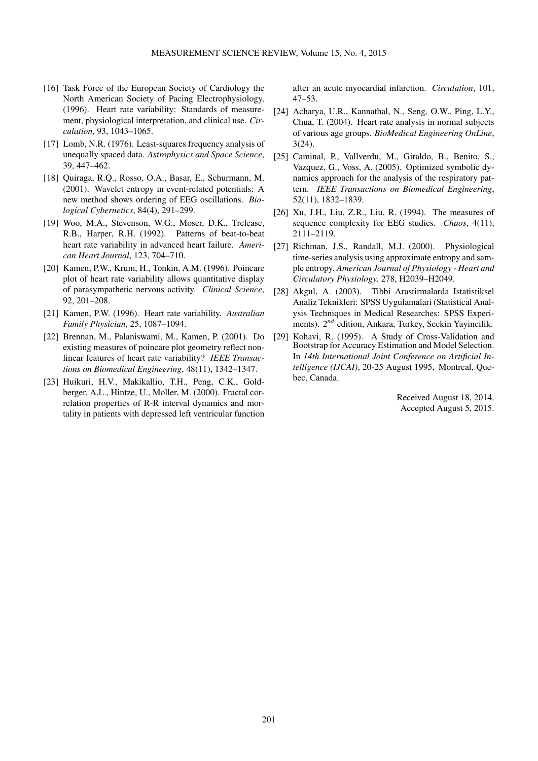[16] Task Force of the European Society of Cardiology the North American Society of Pacing Electrophysiology. (1996). Heart rate variability: Standards of measurement, physiological interpretation, and clinical use. *Circulation*, 93, 1043–1065.

[17] Lomb, N.R. (1976). Least-squares frequency analysis of unequally spaced data. *Astrophysics and Space Science*, 39, 447–462.

[18] Quiraga, R.Q., Rosso, O.A., Basar, E., Schurmann, M. (2001). Wavelet entropy in event-related potentials: A new method shows ordering of EEG oscillations. *Biological Cybernetics*, 84(4), 291–299.

[19] Woo, M.A., Stevenson, W.G., Moser, D.K., Trelease, R.B., Harper, R.H. (1992). Patterns of beat-to-beat heart rate variability in advanced heart failure. *American Heart Journal*, 123, 704–710.

[20] Kamen, P.W., Krum, H., Tonkin, A.M. (1996). Poincare plot of heart rate variability allows quantitative display of parasympathetic nervous activity. *Clinical Science*, 92, 201–208.

[21] Kamen, P.W. (1996). Heart rate variability. *Australian Family Physician*, 25, 1087–1094.

[22] Brennan, M., Palaniswami, M., Kamen, P. (2001). Do existing measures of poincare plot geometry reflect nonlinear features of heart rate variability? *IEEE Transactions on Biomedical Engineering*, 48(11), 1342–1347.

[23] Huikuri, H.V., Makikallio, T.H., Peng, C.K., Goldberger, A.L., Hintze, U., Moller, M. (2000). Fractal correlation properties of R-R interval dynamics and mortality in patients with depressed left ventricular function after an acute myocardial infarction. *Circulation*, 101, 47–53.

[24] Acharya, U.R., Kannathal, N., Seng, O.W., Ping, L.Y., Chua, T. (2004). Heart rate analysis in normal subjects of various age groups. *BioMedical Engineering OnLine*, 3(24).

[25] Caminal, P., Vallverdu, M., Giraldo, B., Benito, S., Vazquez, G., Voss, A. (2005). Optimized symbolic dynamics approach for the analysis of the respiratory pattern. *IEEE Transactions on Biomedical Engineering*, 52(11), 1832–1839.

[26] Xu, J.H., Liu, Z.R., Liu, R. (1994). The measures of sequence complexity for EEG studies. *Chaos*, 4(11), 2111–2119.

[27] Richman, J.S., Randall, M.J. (2000). Physiological time-series analysis using approximate entropy and sample entropy. *American Journal of Physiology - Heart and Circulatory Physiology*, 278, H2039–H2049.

[28] Akgul, A. (2003). Tibbi Arastirmalarda Istatistiksel Analiz Teknikleri: SPSS Uygulamalari (Statistical Analysis Techniques in Medical Researches: SPSS Experiments). 2$^{nd}$ edition, Ankara, Turkey, Seckin Yayincilik.

[29] Kohavi, R. (1995). A Study of Cross-Validation and Bootstrap for Accuracy Estimation and Model Selection. In *14th International Joint Conference on Artificial Intelligence (IJCAI)*, 20-25 August 1995, Montreal, Quebec, Canada.

Received August 18, 2014.
Accepted August 5, 2015.